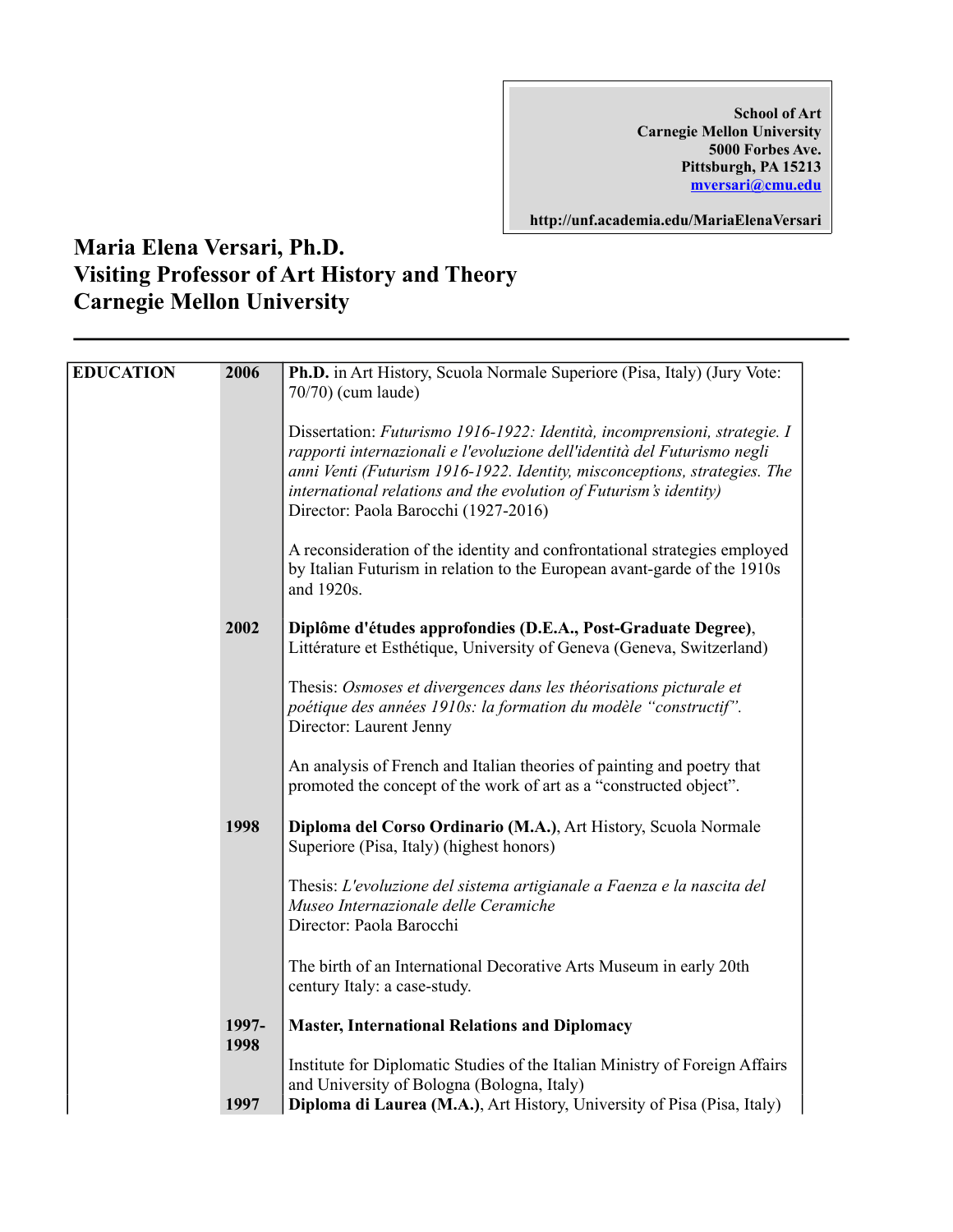**School of Art**
**Carnegie Mellon University**
**5000 Forbes Ave.**
**Pittsburgh, PA 15213**
**mversari@cmu.edu**

**http://unf.academia.edu/MariaElenaVersari**

# Maria Elena Versari, Ph.D.
# Visiting Professor of Art History and Theory
# Carnegie Mellon University

---

| | | |
|---|---|---|
| **EDUCATION** | **2006** | **Ph.D.** in Art History, Scuola Normale Superiore (Pisa, Italy) (Jury Vote: 70/70) (cum laude)<br><br>Dissertation: *Futurismo 1916-1922: Identità, incomprensioni, strategie. I rapporti internazionali e l'evoluzione dell'identità del Futurismo negli anni Venti (Futurism 1916-1922. Identity, misconceptions, strategies. The international relations and the evolution of Futurism's identity)*<br>Director: Paola Barocchi (1927-2016)<br><br>A reconsideration of the identity and confrontational strategies employed by Italian Futurism in relation to the European avant-garde of the 1910s and 1920s. |
| | **2002** | **Diplôme d'études approfondies (D.E.A., Post-Graduate Degree)**, Littérature et Esthétique, University of Geneva (Geneva, Switzerland)<br><br>Thesis: *Osmoses et divergences dans les théorisations picturale et poétique des années 1910s: la formation du modèle "constructif".*<br>Director: Laurent Jenny<br><br>An analysis of French and Italian theories of painting and poetry that promoted the concept of the work of art as a "constructed object". |
| | **1998** | **Diploma del Corso Ordinario (M.A.)**, Art History, Scuola Normale Superiore (Pisa, Italy) (highest honors)<br><br>Thesis: *L'evoluzione del sistema artigianale a Faenza e la nascita del Museo Internazionale delle Ceramiche*<br>Director: Paola Barocchi<br><br>The birth of an International Decorative Arts Museum in early 20th century Italy: a case-study. |
| | **1997-1998** | **Master, International Relations and Diplomacy**<br><br>Institute for Diplomatic Studies of the Italian Ministry of Foreign Affairs and University of Bologna (Bologna, Italy) |
| | **1997** | **Diploma di Laurea (M.A.)**, Art History, University of Pisa (Pisa, Italy) |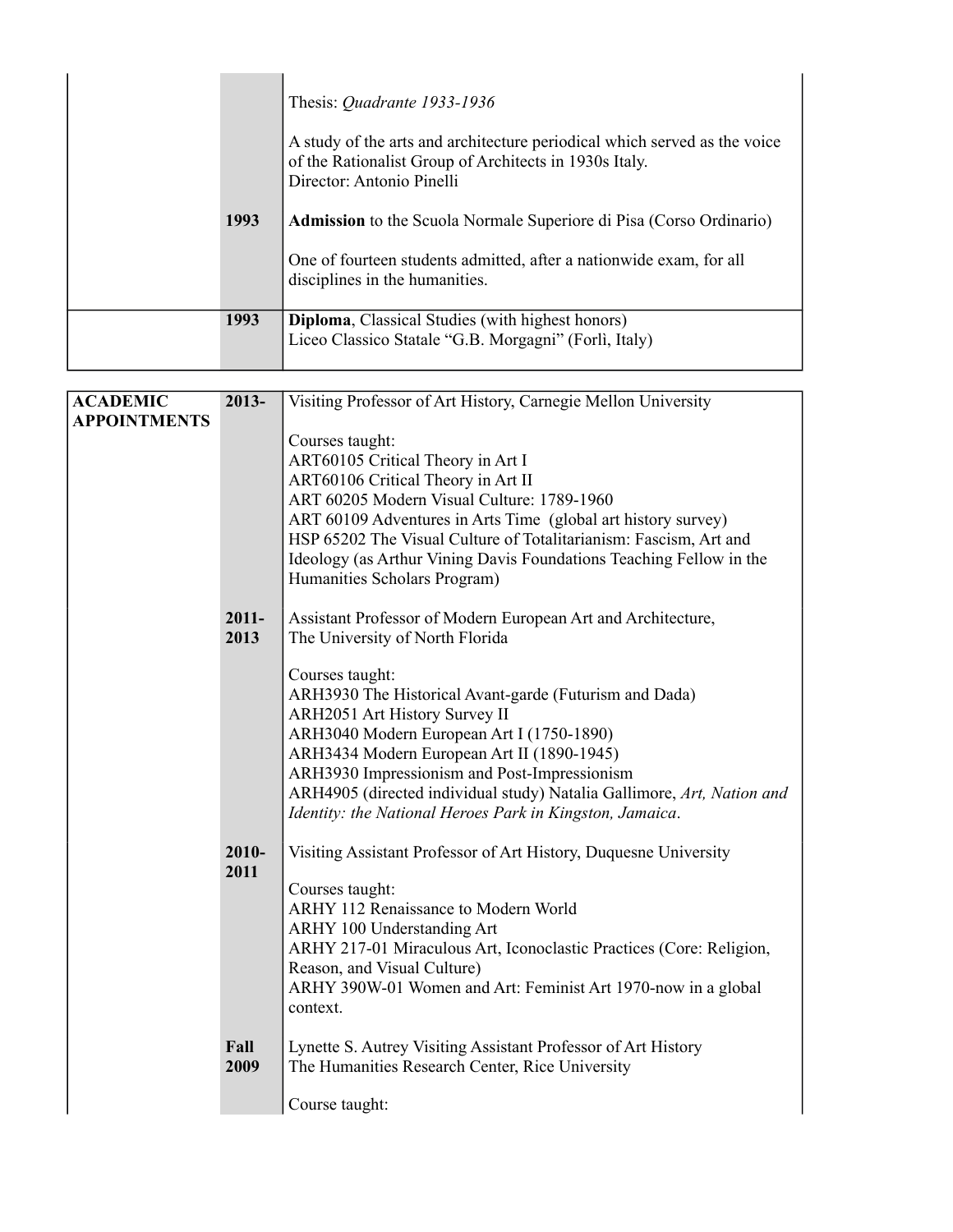| | | |
|---|---|---|
| | | Thesis: *Quadrante 1933-1936*<br><br>A study of the arts and architecture periodical which served as the voice of the Rationalist Group of Architects in 1930s Italy.<br>Director: Antonio Pinelli |
| | **1993** | **Admission** to the Scuola Normale Superiore di Pisa (Corso Ordinario)<br><br>One of fourteen students admitted, after a nationwide exam, for all disciplines in the humanities. |
| | **1993** | **Diploma**, Classical Studies (with highest honors)<br>Liceo Classico Statale "G.B. Morgagni" (Forlì, Italy) |

| | | |
|---|---|---|
| **ACADEMIC APPOINTMENTS** | **2013-** | Visiting Professor of Art History, Carnegie Mellon University<br><br>Courses taught:<br>ART60105 Critical Theory in Art I<br>ART60106 Critical Theory in Art II<br>ART 60205 Modern Visual Culture: 1789-1960<br>ART 60109 Adventures in Arts Time (global art history survey)<br>HSP 65202 The Visual Culture of Totalitarianism: Fascism, Art and Ideology (as Arthur Vining Davis Foundations Teaching Fellow in the Humanities Scholars Program) |
| | **2011-2013** | Assistant Professor of Modern European Art and Architecture, The University of North Florida<br><br>Courses taught:<br>ARH3930 The Historical Avant-garde (Futurism and Dada)<br>ARH2051 Art History Survey II<br>ARH3040 Modern European Art I (1750-1890)<br>ARH3434 Modern European Art II (1890-1945)<br>ARH3930 Impressionism and Post-Impressionism<br>ARH4905 (directed individual study) Natalia Gallimore, *Art, Nation and Identity: the National Heroes Park in Kingston, Jamaica*. |
| | **2010-2011** | Visiting Assistant Professor of Art History, Duquesne University<br><br>Courses taught:<br>ARHY 112 Renaissance to Modern World<br>ARHY 100 Understanding Art<br>ARHY 217-01 Miraculous Art, Iconoclastic Practices (Core: Religion, Reason, and Visual Culture)<br>ARHY 390W-01 Women and Art: Feminist Art 1970-now in a global context. |
| | **Fall 2009** | Lynette S. Autrey Visiting Assistant Professor of Art History<br>The Humanities Research Center, Rice University<br><br>Course taught: |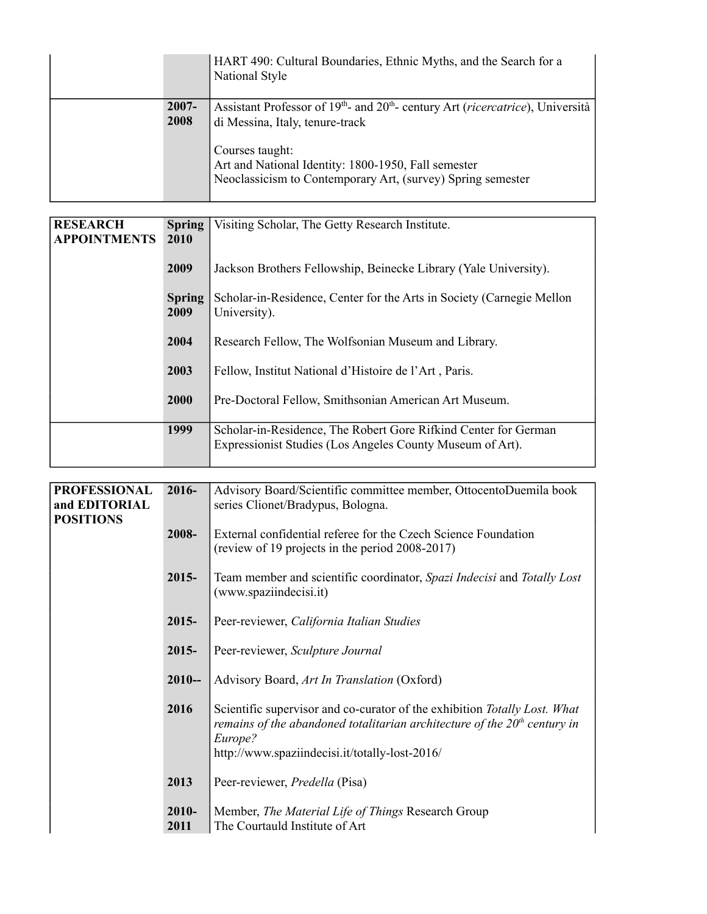| | | |
|---|---|---|
| | | HART 490: Cultural Boundaries, Ethnic Myths, and the Search for a National Style |
| | **2007-2008** | Assistant Professor of 19$^{th}$- and 20$^{th}$- century Art (*ricercatrice*), Università di Messina, Italy, tenure-track<br><br>Courses taught:<br>Art and National Identity: 1800-1950, Fall semester<br>Neoclassicism to Contemporary Art, (survey) Spring semester |

| | | |
|---|---|---|
| **RESEARCH APPOINTMENTS** | **Spring 2010** | Visiting Scholar, The Getty Research Institute. |
| | **2009** | Jackson Brothers Fellowship, Beinecke Library (Yale University). |
| | **Spring 2009** | Scholar-in-Residence, Center for the Arts in Society (Carnegie Mellon University). |
| | **2004** | Research Fellow, The Wolfsonian Museum and Library. |
| | **2003** | Fellow, Institut National d'Histoire de l'Art , Paris. |
| | **2000** | Pre-Doctoral Fellow, Smithsonian American Art Museum. |
| | **1999** | Scholar-in-Residence, The Robert Gore Rifkind Center for German Expressionist Studies (Los Angeles County Museum of Art). |

| | | |
|---|---|---|
| **PROFESSIONAL and EDITORIAL POSITIONS** | **2016-** | Advisory Board/Scientific committee member, OttocentoDuemila book series Clionet/Bradypus, Bologna. |
| | **2008-** | External confidential referee for the Czech Science Foundation (review of 19 projects in the period 2008-2017) |
| | **2015-** | Team member and scientific coordinator, *Spazi Indecisi* and *Totally Lost* (www.spaziindecisi.it) |
| | **2015-** | Peer-reviewer, *California Italian Studies* |
| | **2015-** | Peer-reviewer, *Sculpture Journal* |
| | **2010--** | Advisory Board, *Art In Translation* (Oxford) |
| | **2016** | Scientific supervisor and co-curator of the exhibition *Totally Lost. What remains of the abandoned totalitarian architecture of the 20$^{th}$ century in Europe?*<br>http://www.spaziindecisi.it/totally-lost-2016/ |
| | **2013** | Peer-reviewer, *Predella* (Pisa) |
| | **2010-2011** | Member, *The Material Life of Things* Research Group<br>The Courtauld Institute of Art |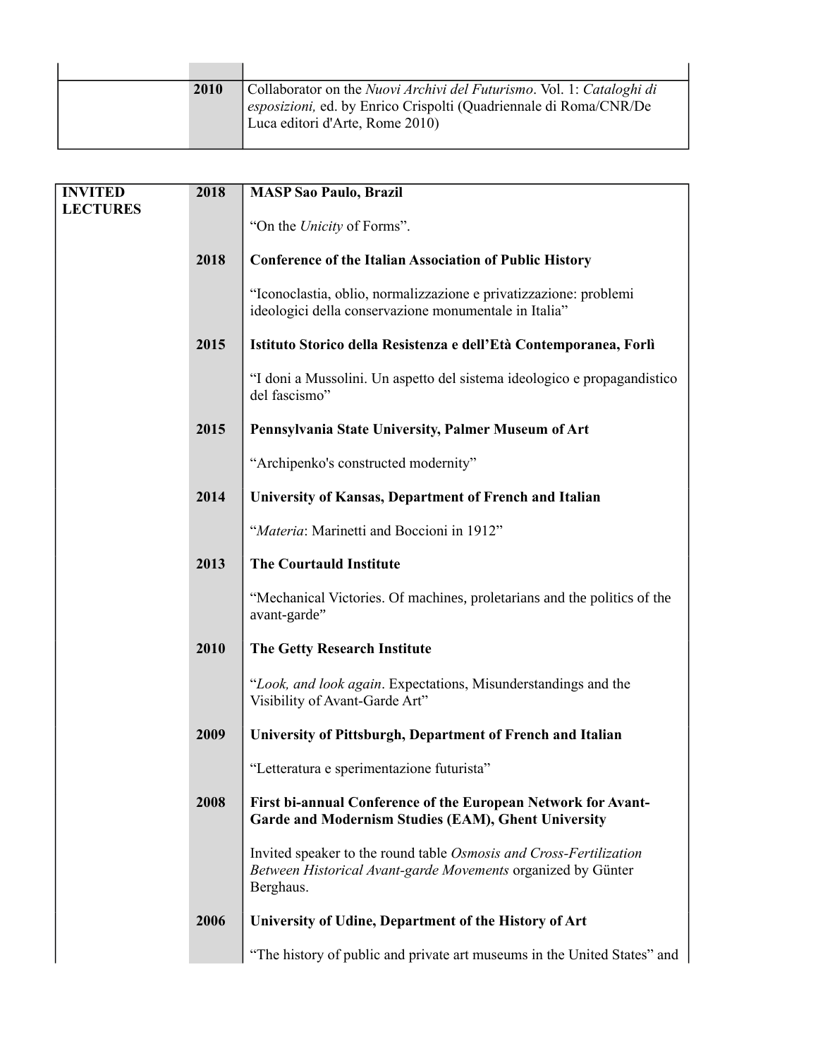| | | |
|---|---|---|
| | **2010** | Collaborator on the *Nuovi Archivi del Futurismo*. Vol. 1: *Cataloghi di esposizioni,* ed. by Enrico Crispolti (Quadriennale di Roma/CNR/De Luca editori d'Arte, Rome 2010) |

| | | |
|---|---|---|
| **INVITED LECTURES** | **2018** | **MASP Sao Paulo, Brazil**<br><br>"On the *Unicity* of Forms". |
| | **2018** | **Conference of the Italian Association of Public History**<br><br>"Iconoclastia, oblio, normalizzazione e privatizzazione: problemi ideologici della conservazione monumentale in Italia" |
| | **2015** | **Istituto Storico della Resistenza e dell'Età Contemporanea, Forlì**<br><br>"I doni a Mussolini. Un aspetto del sistema ideologico e propagandistico del fascismo" |
| | **2015** | **Pennsylvania State University, Palmer Museum of Art**<br><br>"Archipenko's constructed modernity" |
| | **2014** | **University of Kansas, Department of French and Italian**<br><br>"*Materia*: Marinetti and Boccioni in 1912" |
| | **2013** | **The Courtauld Institute**<br><br>"Mechanical Victories. Of machines, proletarians and the politics of the avant-garde" |
| | **2010** | **The Getty Research Institute**<br><br>"*Look, and look again*. Expectations, Misunderstandings and the Visibility of Avant-Garde Art" |
| | **2009** | **University of Pittsburgh, Department of French and Italian**<br><br>"Letteratura e sperimentazione futurista" |
| | **2008** | **First bi-annual Conference of the European Network for Avant-Garde and Modernism Studies (EAM), Ghent University**<br><br>Invited speaker to the round table *Osmosis and Cross-Fertilization Between Historical Avant-garde Movements* organized by Günter Berghaus. |
| | **2006** | **University of Udine, Department of the History of Art**<br><br>"The history of public and private art museums in the United States" and |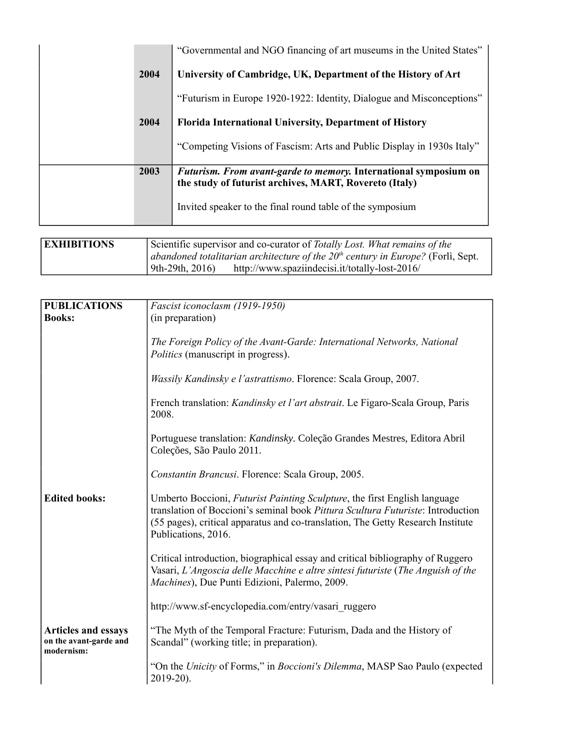| | | |
|---|---|---|
| | | "Governmental and NGO financing of art museums in the United States" |
| | **2004** | **University of Cambridge, UK, Department of the History of Art** |
| | | "Futurism in Europe 1920-1922: Identity, Dialogue and Misconceptions" |
| | **2004** | **Florida International University, Department of History** |
| | | "Competing Visions of Fascism: Arts and Public Display in 1930s Italy" |
| | **2003** | ***Futurism. From avant-garde to memory.* International symposium on the study of futurist archives, MART, Rovereto (Italy)** |
| | | Invited speaker to the final round table of the symposium |

| | |
|---|---|
| **EXHIBITIONS** | Scientific supervisor and co-curator of *Totally Lost. What remains of the abandoned totalitarian architecture of the 20th century in Europe?* (Forlì, Sept. 9th-29th, 2016) http://www.spaziindecisi.it/totally-lost-2016/ |

| | |
|---|---|
| **PUBLICATIONS**<br>**Books:** | *Fascist iconoclasm (1919-1950)* (in preparation) |
| | *The Foreign Policy of the Avant-Garde: International Networks, National Politics* (manuscript in progress). |
| | *Wassily Kandinsky e l'astrattismo*. Florence: Scala Group, 2007. |
| | French translation: *Kandinsky et l'art abstrait*. Le Figaro-Scala Group, Paris 2008. |
| | Portuguese translation: *Kandinsky*. Coleção Grandes Mestres, Editora Abril Coleções, São Paulo 2011. |
| | *Constantin Brancusi*. Florence: Scala Group, 2005. |
| **Edited books:** | Umberto Boccioni, *Futurist Painting Sculpture*, the first English language translation of Boccioni's seminal book *Pittura Scultura Futuriste*: Introduction (55 pages), critical apparatus and co-translation, The Getty Research Institute Publications, 2016. |
| | Critical introduction, biographical essay and critical bibliography of Ruggero Vasari, *L'Angoscia delle Macchine e altre sintesi futuriste* (*The Anguish of the Machines*), Due Punti Edizioni, Palermo, 2009. |
| | http://www.sf-encyclopedia.com/entry/vasari_ruggero |
| **Articles and essays on the avant-garde and modernism:** | "The Myth of the Temporal Fracture: Futurism, Dada and the History of Scandal" (working title; in preparation). |
| | "On the *Unicity* of Forms," in *Boccioni's Dilemma*, MASP Sao Paulo (expected 2019-20). |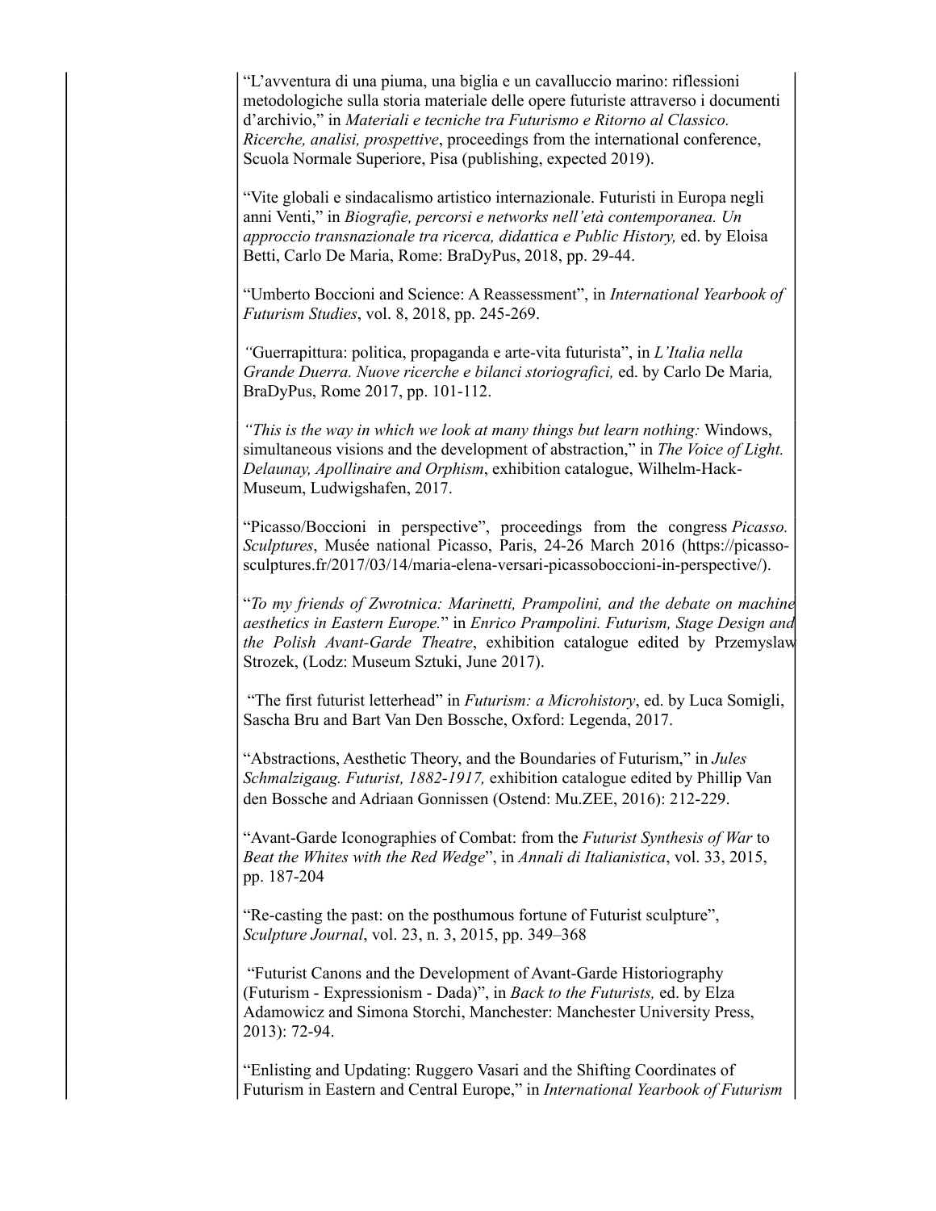"L'avventura di una piuma, una biglia e un cavalluccio marino: riflessioni metodologiche sulla storia materiale delle opere futuriste attraverso i documenti d'archivio," in *Materiali e tecniche tra Futurismo e Ritorno al Classico. Ricerche, analisi, prospettive*, proceedings from the international conference, Scuola Normale Superiore, Pisa (publishing, expected 2019).

"Vite globali e sindacalismo artistico internazionale. Futuristi in Europa negli anni Venti," in *Biografie, percorsi e networks nell'età contemporanea. Un approccio transnazionale tra ricerca, didattica e Public History,* ed. by Eloisa Betti, Carlo De Maria, Rome: BraDyPus, 2018, pp. 29-44.

"Umberto Boccioni and Science: A Reassessment", in *International Yearbook of Futurism Studies*, vol. 8, 2018, pp. 245-269.

"Guerrapittura: politica, propaganda e arte-vita futurista", in *L'Italia nella Grande Duerra. Nuove ricerche e bilanci storiografici,* ed. by Carlo De Maria*,* BraDyPus, Rome 2017, pp. 101-112.

*"This is the way in which we look at many things but learn nothing:* Windows, simultaneous visions and the development of abstraction," in *The Voice of Light. Delaunay, Apollinaire and Orphism*, exhibition catalogue, Wilhelm-Hack-Museum, Ludwigshafen, 2017.

"Picasso/Boccioni in perspective", proceedings from the congress *Picasso. Sculptures*, Musée national Picasso, Paris, 24-26 March 2016 (https://picasso-sculptures.fr/2017/03/14/maria-elena-versari-picassoboccioni-in-perspective/).

"*To my friends of Zwrotnica: Marinetti, Prampolini, and the debate on machine aesthetics in Eastern Europe.*" in *Enrico Prampolini. Futurism, Stage Design and the Polish Avant-Garde Theatre*, exhibition catalogue edited by Przemyslaw Strozek, (Lodz: Museum Sztuki, June 2017).

"The first futurist letterhead" in *Futurism: a Microhistory*, ed. by Luca Somigli, Sascha Bru and Bart Van Den Bossche, Oxford: Legenda, 2017.

"Abstractions, Aesthetic Theory, and the Boundaries of Futurism," in *Jules Schmalzigaug. Futurist, 1882-1917,* exhibition catalogue edited by Phillip Van den Bossche and Adriaan Gonnissen (Ostend: Mu.ZEE, 2016): 212-229.

"Avant-Garde Iconographies of Combat: from the *Futurist Synthesis of War* to *Beat the Whites with the Red Wedge*", in *Annali di Italianistica*, vol. 33, 2015, pp. 187-204

"Re-casting the past: on the posthumous fortune of Futurist sculpture", *Sculpture Journal*, vol. 23, n. 3, 2015, pp. 349–368

"Futurist Canons and the Development of Avant-Garde Historiography (Futurism - Expressionism - Dada)", in *Back to the Futurists,* ed. by Elza Adamowicz and Simona Storchi, Manchester: Manchester University Press, 2013): 72-94.

"Enlisting and Updating: Ruggero Vasari and the Shifting Coordinates of Futurism in Eastern and Central Europe," in *International Yearbook of Futurism*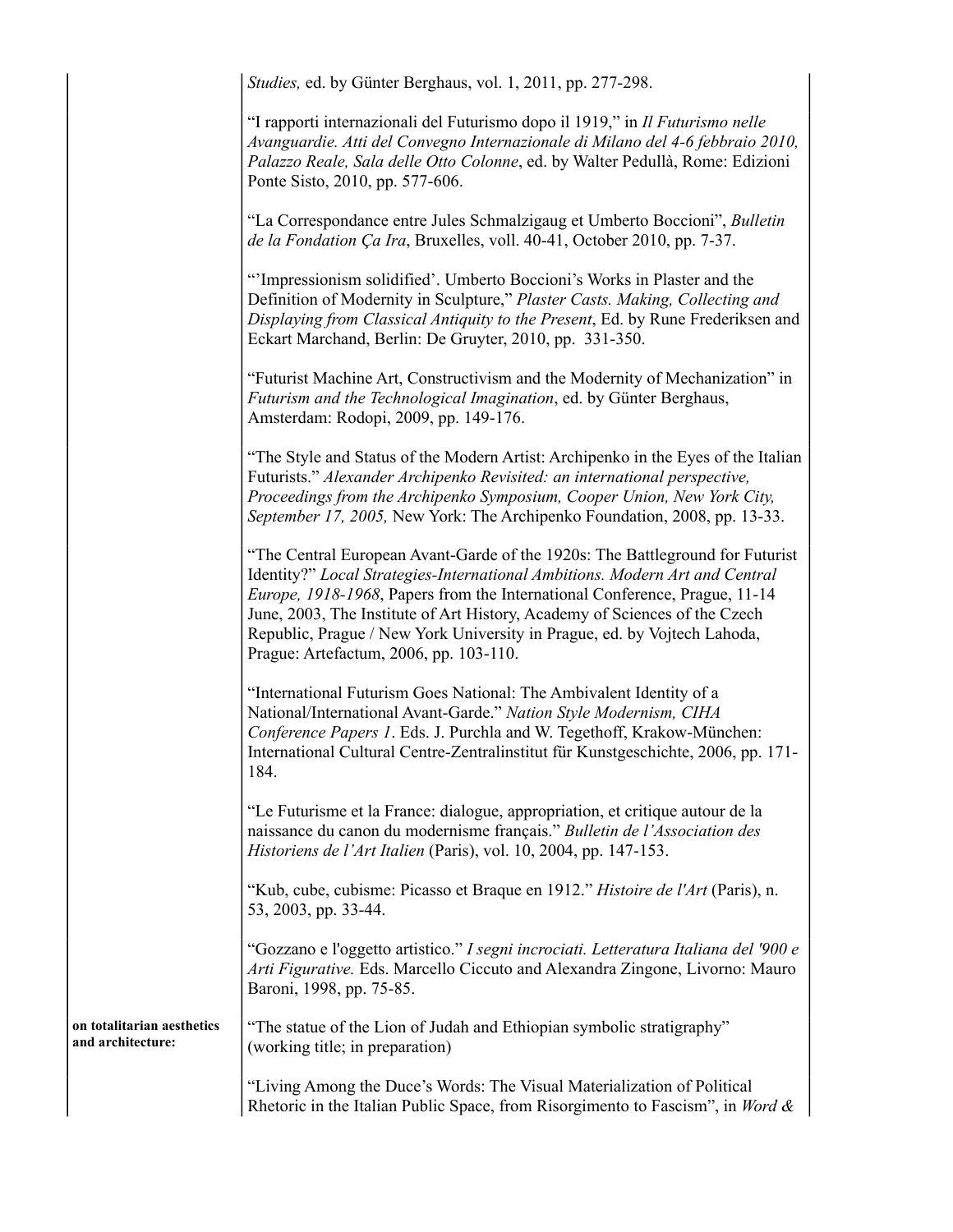*Studies,* ed. by Günter Berghaus, vol. 1, 2011, pp. 277-298.

"I rapporti internazionali del Futurismo dopo il 1919," in *Il Futurismo nelle Avanguardie. Atti del Convegno Internazionale di Milano del 4-6 febbraio 2010, Palazzo Reale, Sala delle Otto Colonne*, ed. by Walter Pedullà, Rome: Edizioni Ponte Sisto, 2010, pp. 577-606.

"La Correspondance entre Jules Schmalzigaug et Umberto Boccioni", *Bulletin de la Fondation Ça Ira*, Bruxelles, voll. 40-41, October 2010, pp. 7-37.

"'Impressionism solidified'. Umberto Boccioni's Works in Plaster and the Definition of Modernity in Sculpture," *Plaster Casts. Making, Collecting and Displaying from Classical Antiquity to the Present*, Ed. by Rune Frederiksen and Eckart Marchand, Berlin: De Gruyter, 2010, pp. 331-350.

"Futurist Machine Art, Constructivism and the Modernity of Mechanization" in *Futurism and the Technological Imagination*, ed. by Günter Berghaus, Amsterdam: Rodopi, 2009, pp. 149-176.

"The Style and Status of the Modern Artist: Archipenko in the Eyes of the Italian Futurists." *Alexander Archipenko Revisited: an international perspective, Proceedings from the Archipenko Symposium, Cooper Union, New York City, September 17, 2005,* New York: The Archipenko Foundation, 2008, pp. 13-33.

"The Central European Avant-Garde of the 1920s: The Battleground for Futurist Identity?" *Local Strategies-International Ambitions. Modern Art and Central Europe, 1918-1968*, Papers from the International Conference, Prague, 11-14 June, 2003, The Institute of Art History, Academy of Sciences of the Czech Republic, Prague / New York University in Prague, ed. by Vojtech Lahoda, Prague: Artefactum, 2006, pp. 103-110.

"International Futurism Goes National: The Ambivalent Identity of a National/International Avant-Garde." *Nation Style Modernism, CIHA Conference Papers 1*. Eds. J. Purchla and W. Tegethoff, Krakow-München: International Cultural Centre-Zentralinstitut für Kunstgeschichte, 2006, pp. 171-184.

"Le Futurisme et la France: dialogue, appropriation, et critique autour de la naissance du canon du modernisme français." *Bulletin de l'Association des Historiens de l'Art Italien* (Paris), vol. 10, 2004, pp. 147-153.

"Kub, cube, cubisme: Picasso et Braque en 1912." *Histoire de l'Art* (Paris), n. 53, 2003, pp. 33-44.

"Gozzano e l'oggetto artistico." *I segni incrociati. Letteratura Italiana del '900 e Arti Figurative.* Eds. Marcello Ciccuto and Alexandra Zingone, Livorno: Mauro Baroni, 1998, pp. 75-85.

**on totalitarian aesthetics and architecture:**

"The statue of the Lion of Judah and Ethiopian symbolic stratigraphy" (working title; in preparation)

"Living Among the Duce's Words: The Visual Materialization of Political Rhetoric in the Italian Public Space, from Risorgimento to Fascism", in *Word &*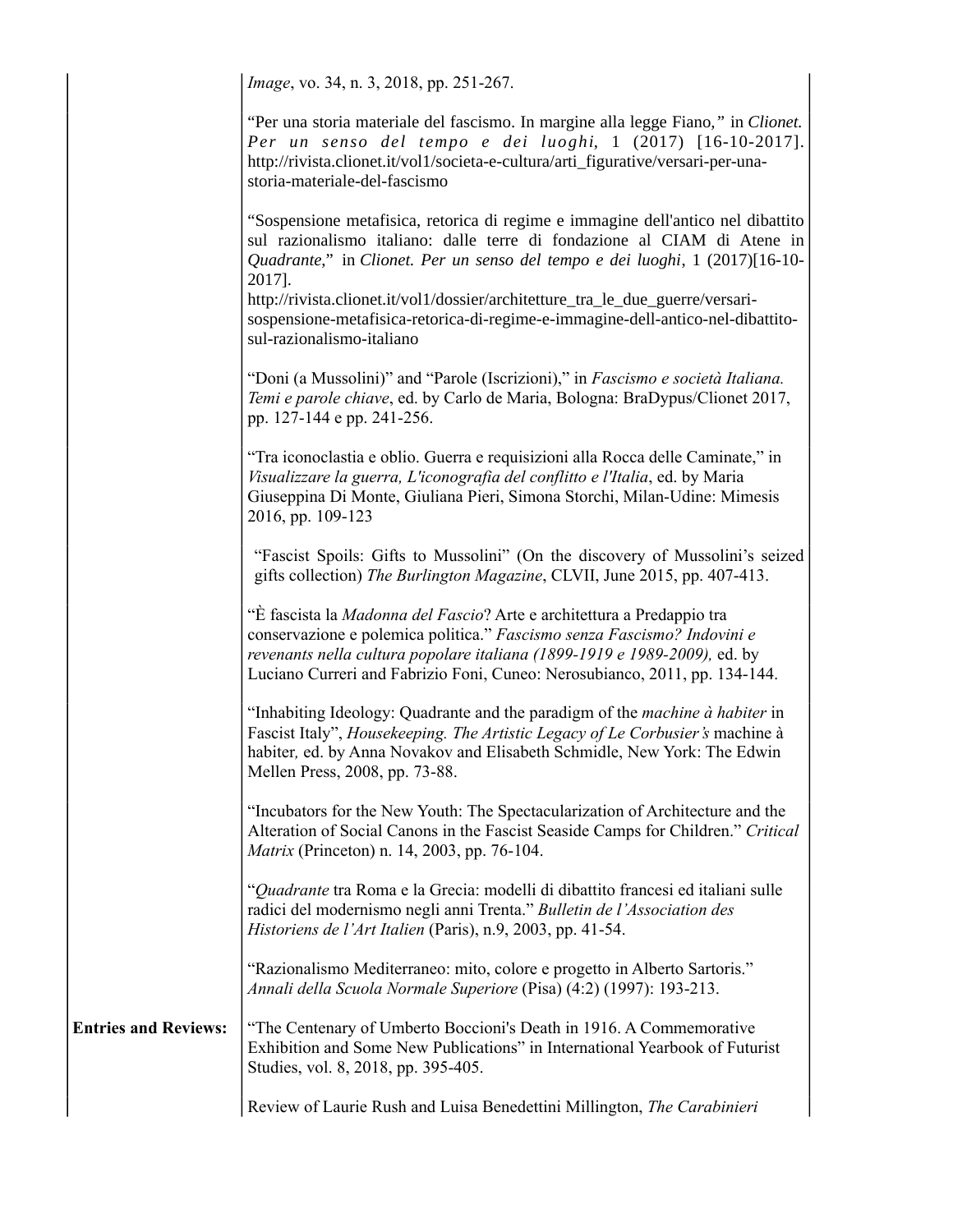*Image*, vo. 34, n. 3, 2018, pp. 251-267.

"Per una storia materiale del fascismo. In margine alla legge Fiano," in *Clionet. Per un senso del tempo e dei luoghi,* 1 (2017) [16-10-2017]. http://rivista.clionet.it/vol1/societa-e-cultura/arti_figurative/versari-per-una-storia-materiale-del-fascismo

"Sospensione metafisica, retorica di regime e immagine dell'antico nel dibattito sul razionalismo italiano: dalle terre di fondazione al CIAM di Atene in *Quadrante,*" in *Clionet. Per un senso del tempo e dei luoghi*, 1 (2017)[16-10-2017]. http://rivista.clionet.it/vol1/dossier/architetture_tra_le_due_guerre/versari-sospensione-metafisica-retorica-di-regime-e-immagine-dell-antico-nel-dibattito-sul-razionalismo-italiano

"Doni (a Mussolini)" and "Parole (Iscrizioni)," in *Fascismo e società Italiana. Temi e parole chiave*, ed. by Carlo de Maria, Bologna: BraDypus/Clionet 2017, pp. 127-144 e pp. 241-256.

"Tra iconoclastia e oblio. Guerra e requisizioni alla Rocca delle Caminate," in *Visualizzare la guerra, L'iconografia del conflitto e l'Italia*, ed. by Maria Giuseppina Di Monte, Giuliana Pieri, Simona Storchi, Milan-Udine: Mimesis 2016, pp. 109-123

"Fascist Spoils: Gifts to Mussolini" (On the discovery of Mussolini's seized gifts collection) *The Burlington Magazine*, CLVII, June 2015, pp. 407-413.

"È fascista la *Madonna del Fascio*? Arte e architettura a Predappio tra conservazione e polemica politica." *Fascismo senza Fascismo? Indovini e revenants nella cultura popolare italiana (1899-1919 e 1989-2009),* ed. by Luciano Curreri and Fabrizio Foni, Cuneo: Nerosubianco, 2011, pp. 134-144.

"Inhabiting Ideology: Quadrante and the paradigm of the *machine à habiter* in Fascist Italy", *Housekeeping. The Artistic Legacy of Le Corbusier's* machine à habiter*,* ed. by Anna Novakov and Elisabeth Schmidle, New York: The Edwin Mellen Press, 2008, pp. 73-88.

"Incubators for the New Youth: The Spectacularization of Architecture and the Alteration of Social Canons in the Fascist Seaside Camps for Children." *Critical Matrix* (Princeton) n. 14, 2003, pp. 76-104.

"*Quadrante* tra Roma e la Grecia: modelli di dibattito francesi ed italiani sulle radici del modernismo negli anni Trenta." *Bulletin de l'Association des Historiens de l'Art Italien* (Paris), n.9, 2003, pp. 41-54.

"Razionalismo Mediterraneo: mito, colore e progetto in Alberto Sartoris." *Annali della Scuola Normale Superiore* (Pisa) (4:2) (1997): 193-213.

**Entries and Reviews:**

"The Centenary of Umberto Boccioni's Death in 1916. A Commemorative Exhibition and Some New Publications" in International Yearbook of Futurist Studies, vol. 8, 2018, pp. 395-405.

Review of Laurie Rush and Luisa Benedettini Millington, *The Carabinieri*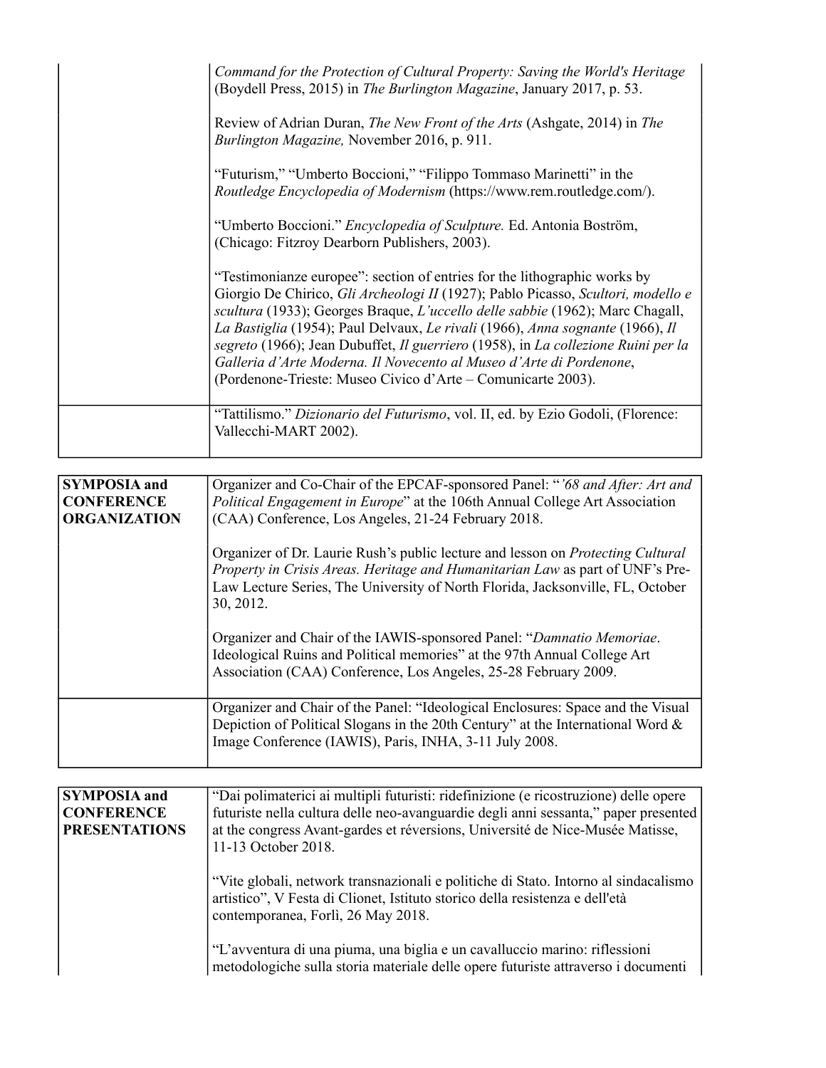| | |
|---|---|
| | *Command for the Protection of Cultural Property: Saving the World's Heritage* (Boydell Press, 2015) in *The Burlington Magazine*, January 2017, p. 53.<br><br>Review of Adrian Duran, *The New Front of the Arts* (Ashgate, 2014) in *The Burlington Magazine,* November 2016, p. 911.<br><br>"Futurism," "Umberto Boccioni," "Filippo Tommaso Marinetti" in the *Routledge Encyclopedia of Modernism* (https://www.rem.routledge.com/).<br><br>"Umberto Boccioni." *Encyclopedia of Sculpture.* Ed. Antonia Boström, (Chicago: Fitzroy Dearborn Publishers, 2003).<br><br>"Testimonianze europee": section of entries for the lithographic works by Giorgio De Chirico, *Gli Archeologi II* (1927); Pablo Picasso, *Scultori, modello e scultura* (1933); Georges Braque, *L'uccello delle sabbie* (1962); Marc Chagall, *La Bastiglia* (1954); Paul Delvaux, *Le rivali* (1966), *Anna sognante* (1966), *Il segreto* (1966); Jean Dubuffet, *Il guerriero* (1958), in *La collezione Ruini per la Galleria d'Arte Moderna. Il Novecento al Museo d'Arte di Pordenone*, (Pordenone-Trieste: Museo Civico d'Arte – Comunicarte 2003). |
| | "Tattilismo." *Dizionario del Futurismo*, vol. II, ed. by Ezio Godoli, (Florence: Vallecchi-MART 2002). |

| | |
|---|---|
| **SYMPOSIA and CONFERENCE ORGANIZATION** | Organizer and Co-Chair of the EPCAF-sponsored Panel: "*'68 and After: Art and Political Engagement in Europe*" at the 106th Annual College Art Association (CAA) Conference, Los Angeles, 21-24 February 2018.<br><br>Organizer of Dr. Laurie Rush's public lecture and lesson on *Protecting Cultural Property in Crisis Areas. Heritage and Humanitarian Law* as part of UNF's Pre-Law Lecture Series, The University of North Florida, Jacksonville, FL, October 30, 2012.<br><br>Organizer and Chair of the IAWIS-sponsored Panel: "*Damnatio Memoriae*. Ideological Ruins and Political memories" at the 97th Annual College Art Association (CAA) Conference, Los Angeles, 25-28 February 2009. |
| | Organizer and Chair of the Panel: "Ideological Enclosures: Space and the Visual Depiction of Political Slogans in the 20th Century" at the International Word & Image Conference (IAWIS), Paris, INHA, 3-11 July 2008. |

| | |
|---|---|
| **SYMPOSIA and CONFERENCE PRESENTATIONS** | "Dai polimaterici ai multipli futuristi: ridefinizione (e ricostruzione) delle opere futuriste nella cultura delle neo-avanguardie degli anni sessanta," paper presented at the congress Avant-gardes et réversions, Université de Nice-Musée Matisse, 11-13 October 2018.<br><br>"Vite globali, network transnazionali e politiche di Stato. Intorno al sindacalismo artistico", V Festa di Clionet, Istituto storico della resistenza e dell'età contemporanea, Forlì, 26 May 2018.<br><br>"L'avventura di una piuma, una biglia e un cavalluccio marino: riflessioni metodologiche sulla storia materiale delle opere futuriste attraverso i documenti |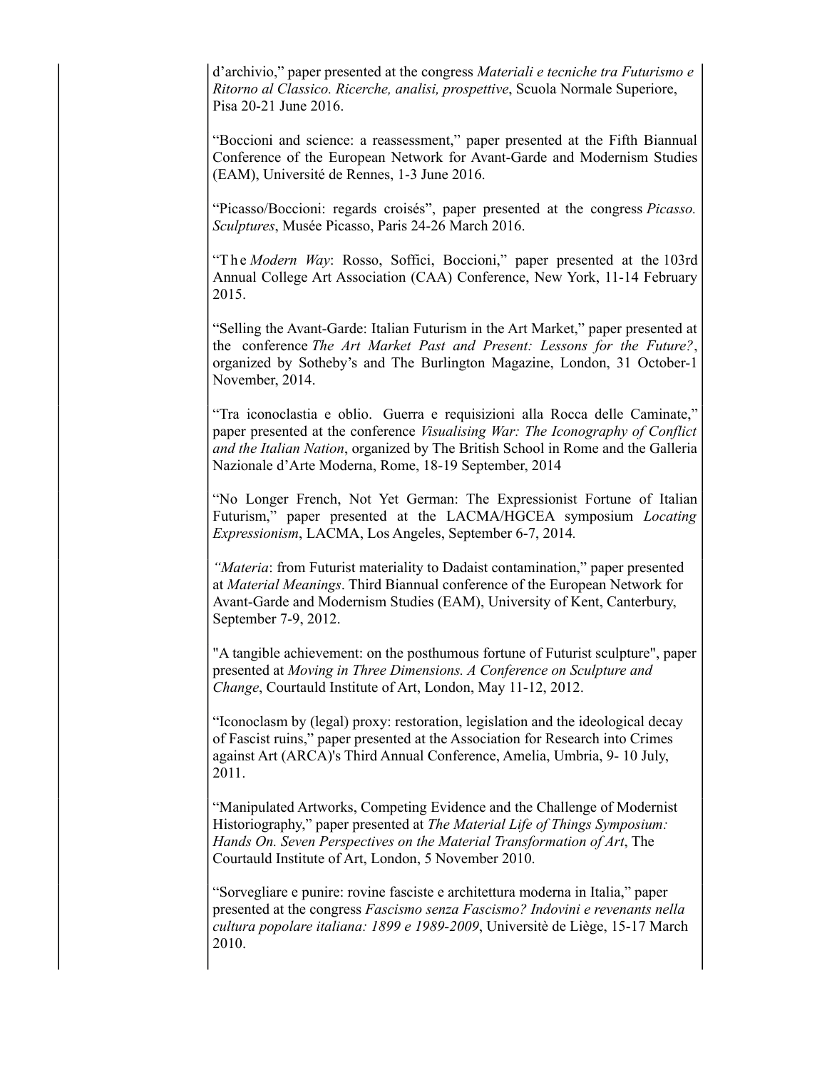d'archivio," paper presented at the congress *Materiali e tecniche tra Futurismo e Ritorno al Classico. Ricerche, analisi, prospettive*, Scuola Normale Superiore, Pisa 20-21 June 2016.

"Boccioni and science: a reassessment," paper presented at the Fifth Biannual Conference of the European Network for Avant-Garde and Modernism Studies (EAM), Université de Rennes, 1-3 June 2016.

"Picasso/Boccioni: regards croisés", paper presented at the congress *Picasso. Sculptures*, Musée Picasso, Paris 24-26 March 2016.

"The *Modern Way*: Rosso, Soffici, Boccioni," paper presented at the 103rd Annual College Art Association (CAA) Conference, New York, 11-14 February 2015.

"Selling the Avant-Garde: Italian Futurism in the Art Market," paper presented at the conference *The Art Market Past and Present: Lessons for the Future?*, organized by Sotheby's and The Burlington Magazine, London, 31 October-1 November, 2014.

"Tra iconoclastia e oblio. Guerra e requisizioni alla Rocca delle Caminate," paper presented at the conference *Visualising War: The Iconography of Conflict and the Italian Nation*, organized by The British School in Rome and the Galleria Nazionale d'Arte Moderna, Rome, 18-19 September, 2014

"No Longer French, Not Yet German: The Expressionist Fortune of Italian Futurism," paper presented at the LACMA/HGCEA symposium *Locating Expressionism*, LACMA, Los Angeles, September 6-7, 2014.

*"Materia*: from Futurist materiality to Dadaist contamination," paper presented at *Material Meanings*. Third Biannual conference of the European Network for Avant-Garde and Modernism Studies (EAM), University of Kent, Canterbury, September 7-9, 2012.

"A tangible achievement: on the posthumous fortune of Futurist sculpture", paper presented at *Moving in Three Dimensions. A Conference on Sculpture and Change*, Courtauld Institute of Art, London, May 11-12, 2012.

"Iconoclasm by (legal) proxy: restoration, legislation and the ideological decay of Fascist ruins," paper presented at the Association for Research into Crimes against Art (ARCA)'s Third Annual Conference, Amelia, Umbria, 9- 10 July, 2011.

"Manipulated Artworks, Competing Evidence and the Challenge of Modernist Historiography," paper presented at *The Material Life of Things Symposium: Hands On. Seven Perspectives on the Material Transformation of Art*, The Courtauld Institute of Art, London, 5 November 2010.

"Sorvegliare e punire: rovine fasciste e architettura moderna in Italia," paper presented at the congress *Fascismo senza Fascismo? Indovini e revenants nella cultura popolare italiana: 1899 e 1989-2009*, Universitè de Liège, 15-17 March 2010.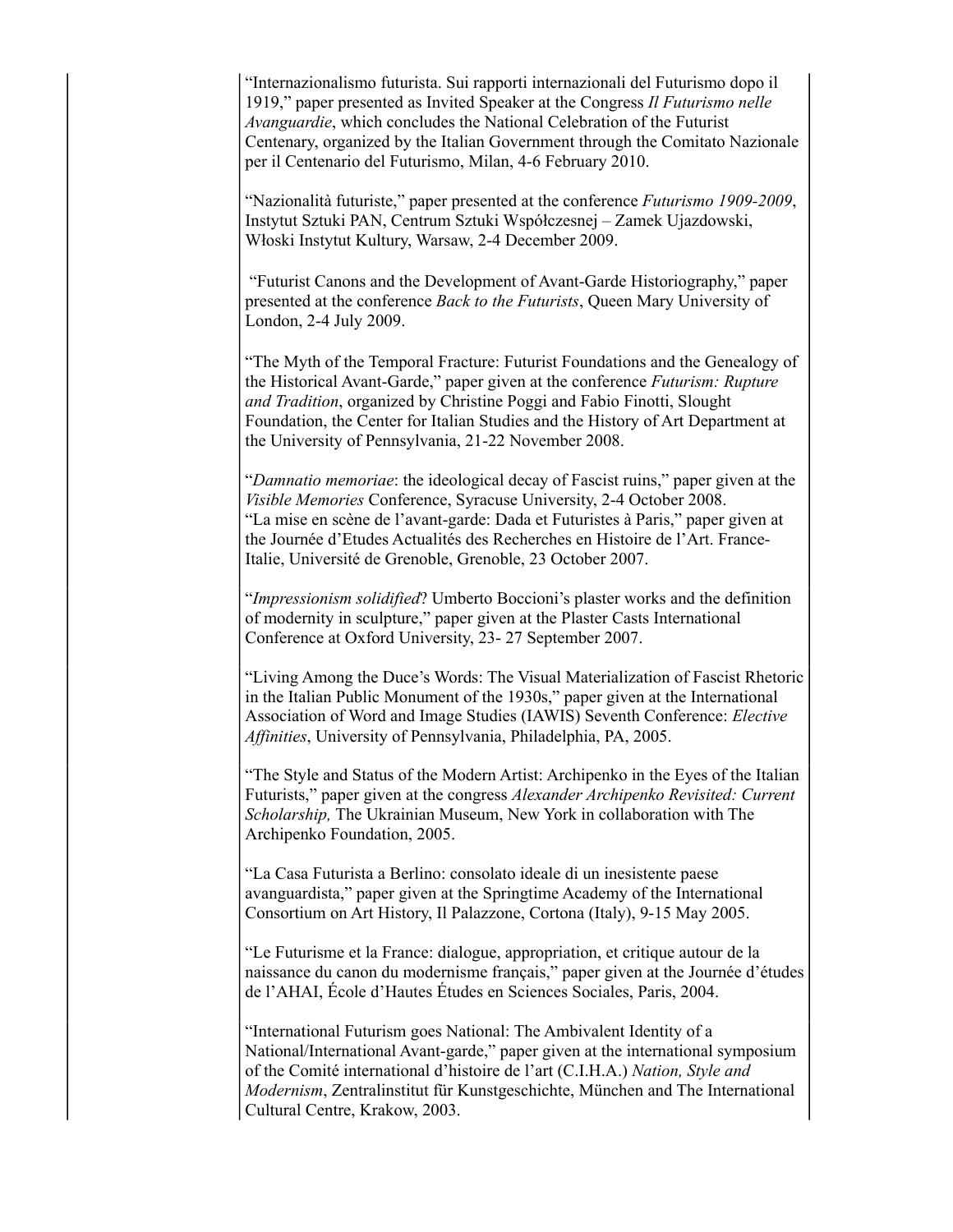“Internazionalismo futurista. Sui rapporti internazionali del Futurismo dopo il 1919,” paper presented as Invited Speaker at the Congress *Il Futurismo nelle Avanguardie*, which concludes the National Celebration of the Futurist Centenary, organized by the Italian Government through the Comitato Nazionale per il Centenario del Futurismo, Milan, 4-6 February 2010.

“Nazionalità futuriste,” paper presented at the conference *Futurismo 1909-2009*, Instytut Sztuki PAN, Centrum Sztuki Współczesnej – Zamek Ujazdowski, Włoski Instytut Kultury, Warsaw, 2-4 December 2009.

“Futurist Canons and the Development of Avant-Garde Historiography,” paper presented at the conference *Back to the Futurists*, Queen Mary University of London, 2-4 July 2009.

“The Myth of the Temporal Fracture: Futurist Foundations and the Genealogy of the Historical Avant-Garde,” paper given at the conference *Futurism: Rupture and Tradition*, organized by Christine Poggi and Fabio Finotti, Slought Foundation, the Center for Italian Studies and the History of Art Department at the University of Pennsylvania, 21-22 November 2008.

“*Damnatio memoriae*: the ideological decay of Fascist ruins,” paper given at the *Visible Memories* Conference, Syracuse University, 2-4 October 2008.
“La mise en scène de l’avant-garde: Dada et Futuristes à Paris,” paper given at the Journée d’Etudes Actualités des Recherches en Histoire de l’Art. France-Italie, Université de Grenoble, Grenoble, 23 October 2007.

“*Impressionism solidified*? Umberto Boccioni’s plaster works and the definition of modernity in sculpture,” paper given at the Plaster Casts International Conference at Oxford University, 23- 27 September 2007.

“Living Among the Duce’s Words: The Visual Materialization of Fascist Rhetoric in the Italian Public Monument of the 1930s,” paper given at the International Association of Word and Image Studies (IAWIS) Seventh Conference: *Elective Affinities*, University of Pennsylvania, Philadelphia, PA, 2005.

“The Style and Status of the Modern Artist: Archipenko in the Eyes of the Italian Futurists,” paper given at the congress *Alexander Archipenko Revisited: Current Scholarship,* The Ukrainian Museum, New York in collaboration with The Archipenko Foundation, 2005.

“La Casa Futurista a Berlino: consolato ideale di un inesistente paese avanguardista,” paper given at the Springtime Academy of the International Consortium on Art History, Il Palazzone, Cortona (Italy), 9-15 May 2005.

“Le Futurisme et la France: dialogue, appropriation, et critique autour de la naissance du canon du modernisme français,” paper given at the Journée d’études de l’AHAI, École d’Hautes Études en Sciences Sociales, Paris, 2004.

“International Futurism goes National: The Ambivalent Identity of a National/International Avant-garde,” paper given at the international symposium of the Comité international d’histoire de l’art (C.I.H.A.) *Nation, Style and Modernism*, Zentralinstitut für Kunstgeschichte, München and The International Cultural Centre, Krakow, 2003.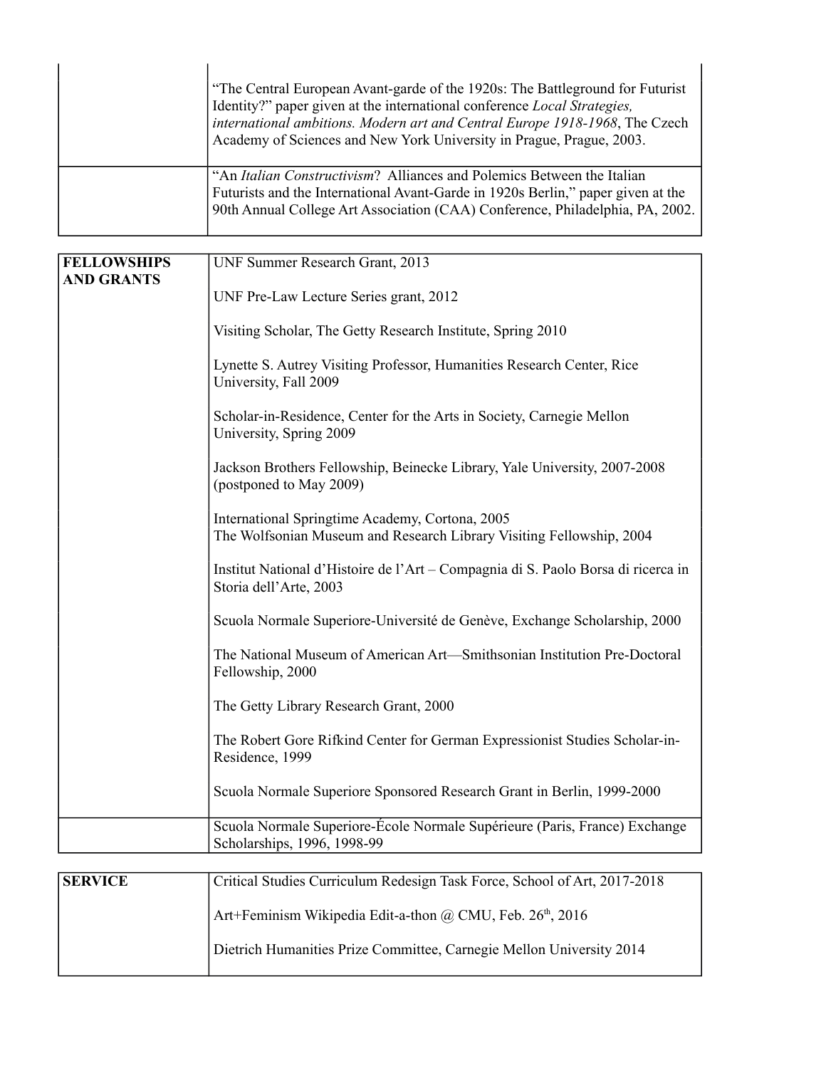| | |
|---|---|
| | "The Central European Avant-garde of the 1920s: The Battleground for Futurist Identity?" paper given at the international conference *Local Strategies, international ambitions. Modern art and Central Europe 1918-1968*, The Czech Academy of Sciences and New York University in Prague, Prague, 2003. |
| | "An *Italian Constructivism*? Alliances and Polemics Between the Italian Futurists and the International Avant-Garde in 1920s Berlin," paper given at the 90th Annual College Art Association (CAA) Conference, Philadelphia, PA, 2002. |

| | |
|---|---|
| **FELLOWSHIPS AND GRANTS** | UNF Summer Research Grant, 2013<br><br>UNF Pre-Law Lecture Series grant, 2012<br><br>Visiting Scholar, The Getty Research Institute, Spring 2010<br><br>Lynette S. Autrey Visiting Professor, Humanities Research Center, Rice University, Fall 2009<br><br>Scholar-in-Residence, Center for the Arts in Society, Carnegie Mellon University, Spring 2009<br><br>Jackson Brothers Fellowship, Beinecke Library, Yale University, 2007-2008 (postponed to May 2009)<br><br>International Springtime Academy, Cortona, 2005<br>The Wolfsonian Museum and Research Library Visiting Fellowship, 2004<br><br>Institut National d'Histoire de l'Art – Compagnia di S. Paolo Borsa di ricerca in Storia dell'Arte, 2003<br><br>Scuola Normale Superiore-Université de Genève, Exchange Scholarship, 2000<br><br>The National Museum of American Art—Smithsonian Institution Pre-Doctoral Fellowship, 2000<br><br>The Getty Library Research Grant, 2000<br><br>The Robert Gore Rifkind Center for German Expressionist Studies Scholar-in-Residence, 1999<br><br>Scuola Normale Superiore Sponsored Research Grant in Berlin, 1999-2000 |
| | Scuola Normale Superiore-École Normale Supérieure (Paris, France) Exchange Scholarships, 1996, 1998-99 |

| | |
|---|---|
| **SERVICE** | Critical Studies Curriculum Redesign Task Force, School of Art, 2017-2018<br><br>Art+Feminism Wikipedia Edit-a-thon @ CMU, Feb. 26th, 2016<br><br>Dietrich Humanities Prize Committee, Carnegie Mellon University 2014 |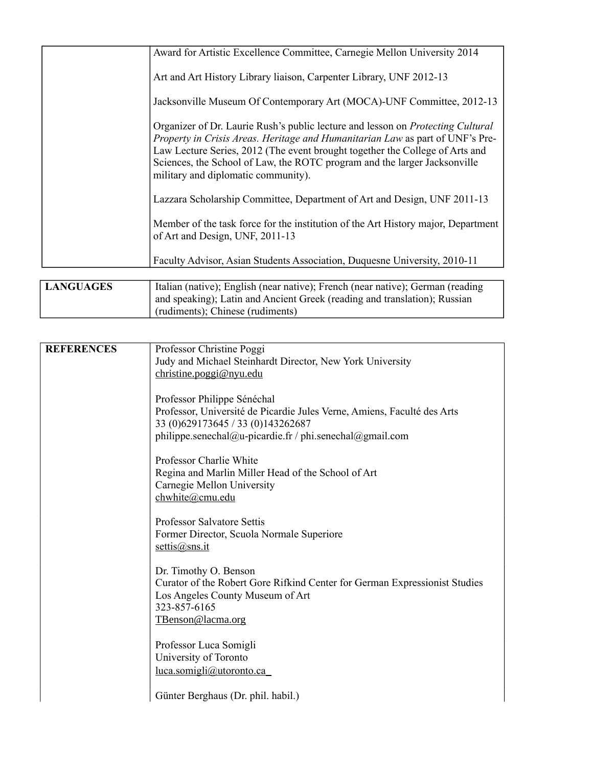| | |
|---|---|
| | Award for Artistic Excellence Committee, Carnegie Mellon University 2014<br><br>Art and Art History Library liaison, Carpenter Library, UNF 2012-13<br><br>Jacksonville Museum Of Contemporary Art (MOCA)-UNF Committee, 2012-13<br><br>Organizer of Dr. Laurie Rush's public lecture and lesson on *Protecting Cultural Property in Crisis Areas. Heritage and Humanitarian Law* as part of UNF's Pre-Law Lecture Series, 2012 (The event brought together the College of Arts and Sciences, the School of Law, the ROTC program and the larger Jacksonville military and diplomatic community).<br><br>Lazzara Scholarship Committee, Department of Art and Design, UNF 2011-13<br><br>Member of the task force for the institution of the Art History major, Department of Art and Design, UNF, 2011-13<br><br>Faculty Advisor, Asian Students Association, Duquesne University, 2010-11 |

| | |
|---|---|
| **LANGUAGES** | Italian (native); English (near native); French (near native); German (reading and speaking); Latin and Ancient Greek (reading and translation); Russian (rudiments); Chinese (rudiments) |

| | |
|---|---|
| **REFERENCES** | Professor Christine Poggi<br>Judy and Michael Steinhardt Director, New York University<br>christine.poggi@nyu.edu<br><br>Professor Philippe Sénéchal<br>Professor, Université de Picardie Jules Verne, Amiens, Faculté des Arts<br>33 (0)629173645 / 33 (0)143262687<br>philippe.senechal@u-picardie.fr / phi.senechal@gmail.com<br><br>Professor Charlie White<br>Regina and Marlin Miller Head of the School of Art<br>Carnegie Mellon University<br>chwhite@cmu.edu<br><br>Professor Salvatore Settis<br>Former Director, Scuola Normale Superiore<br>settis@sns.it<br><br>Dr. Timothy O. Benson<br>Curator of the Robert Gore Rifkind Center for German Expressionist Studies<br>Los Angeles County Museum of Art<br>323-857-6165<br>TBenson@lacma.org<br><br>Professor Luca Somigli<br>University of Toronto<br>luca.somigli@utoronto.ca<br><br>Günter Berghaus (Dr. phil. habil.) |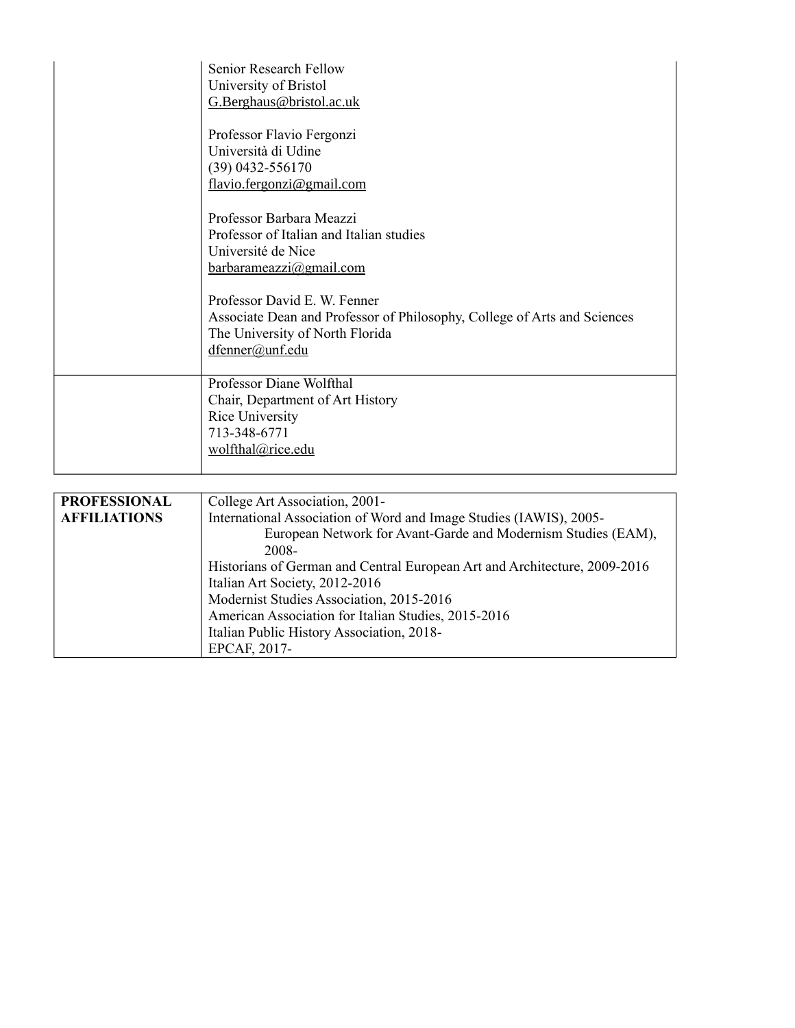| | |
|---|---|
| | Senior Research Fellow<br>University of Bristol<br>G.Berghaus@bristol.ac.uk<br><br>Professor Flavio Fergonzi<br>Università di Udine<br>(39) 0432-556170<br>flavio.fergonzi@gmail.com<br><br>Professor Barbara Meazzi<br>Professor of Italian and Italian studies<br>Université de Nice<br>barbarameazzi@gmail.com<br><br>Professor David E. W. Fenner<br>Associate Dean and Professor of Philosophy, College of Arts and Sciences<br>The University of North Florida<br>dfenner@unf.edu |
| | Professor Diane Wolfthal<br>Chair, Department of Art History<br>Rice University<br>713-348-6771<br>wolfthal@rice.edu |

| | |
|---|---|
| **PROFESSIONAL AFFILIATIONS** | College Art Association, 2001-<br>International Association of Word and Image Studies (IAWIS), 2005-<br>European Network for Avant-Garde and Modernism Studies (EAM), 2008-<br>Historians of German and Central European Art and Architecture, 2009-2016<br>Italian Art Society, 2012-2016<br>Modernist Studies Association, 2015-2016<br>American Association for Italian Studies, 2015-2016<br>Italian Public History Association, 2018-<br>EPCAF, 2017- |